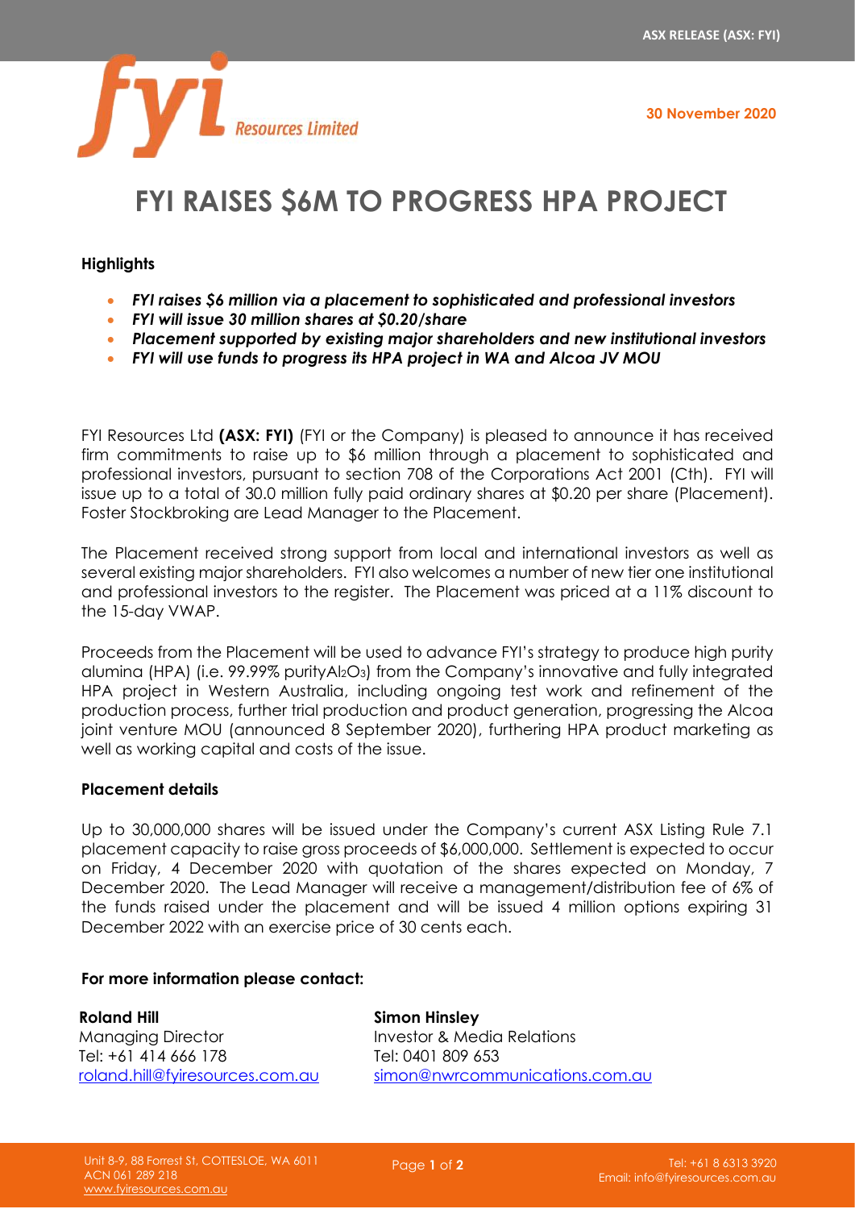ASX RELEASE (ASX: FYI)

30 November 2020

# FYI RAISES $6M TO PROGRESS HPA PROJECT

**Highlights**

- ***FYI raises $6 million via a placement to sophisticated and professional investors***
- ***FYI will issue 30 million shares at $0.20/share***
- ***Placement supported by existing major shareholders and new institutional investors***
- ***FYI will use funds to progress its HPA project in WA and Alcoa JV MOU***

FYI Resources Ltd **(ASX: FYI)** (FYI or the Company) is pleased to announce it has received firm commitments to raise up to $6 million through a placement to sophisticated and professional investors, pursuant to section 708 of the Corporations Act 2001 (Cth). FYI will issue up to a total of 30.0 million fully paid ordinary shares at $0.20 per share (Placement). Foster Stockbroking are Lead Manager to the Placement.

The Placement received strong support from local and international investors as well as several existing major shareholders. FYI also welcomes a number of new tier one institutional and professional investors to the register. The Placement was priced at a 11% discount to the 15-day VWAP.

Proceeds from the Placement will be used to advance FYI's strategy to produce high purity alumina (HPA) (i.e. 99.99% purity $Al_2O_3$) from the Company's innovative and fully integrated HPA project in Western Australia, including ongoing test work and refinement of the production process, further trial production and product generation, progressing the Alcoa joint venture MOU (announced 8 September 2020), furthering HPA product marketing as well as working capital and costs of the issue.

**Placement details**

Up to 30,000,000 shares will be issued under the Company's current ASX Listing Rule 7.1 placement capacity to raise gross proceeds of $6,000,000. Settlement is expected to occur on Friday, 4 December 2020 with quotation of the shares expected on Monday, 7 December 2020. The Lead Manager will receive a management/distribution fee of 6% of the funds raised under the placement and will be issued 4 million options expiring 31 December 2022 with an exercise price of 30 cents each.

**For more information please contact:**

**Roland Hill**
Managing Director
Tel: +61 414 666 178
roland.hill@fyiresources.com.au

**Simon Hinsley**
Investor & Media Relations
Tel: 0401 809 653
simon@nwrcommunications.com.au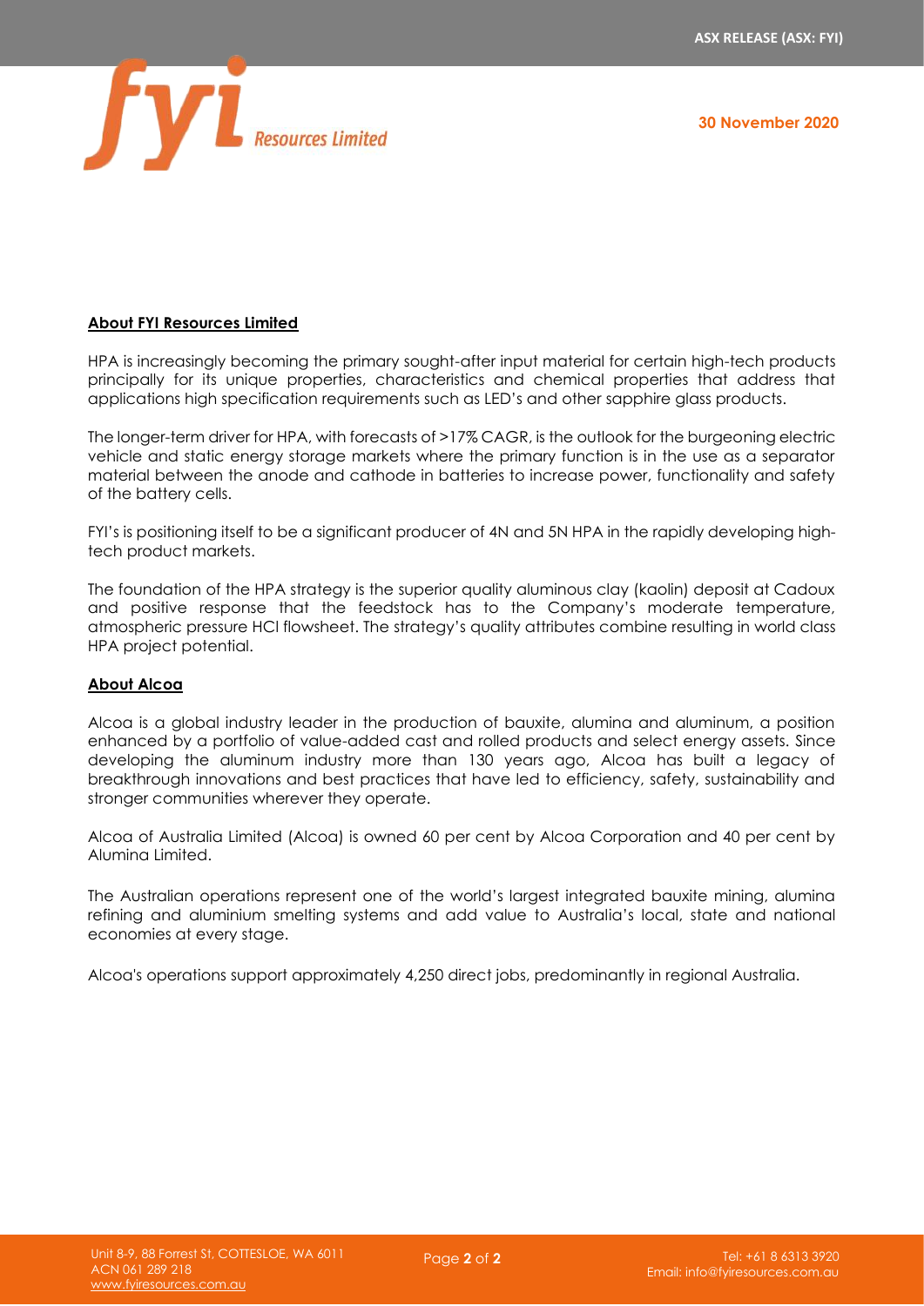## About FYI Resources Limited

HPA is increasingly becoming the primary sought-after input material for certain high-tech products principally for its unique properties, characteristics and chemical properties that address that applications high specification requirements such as LED's and other sapphire glass products.

The longer-term driver for HPA, with forecasts of >17% CAGR, is the outlook for the burgeoning electric vehicle and static energy storage markets where the primary function is in the use as a separator material between the anode and cathode in batteries to increase power, functionality and safety of the battery cells.

FYI's is positioning itself to be a significant producer of 4N and 5N HPA in the rapidly developing high-tech product markets.

The foundation of the HPA strategy is the superior quality aluminous clay (kaolin) deposit at Cadoux and positive response that the feedstock has to the Company's moderate temperature, atmospheric pressure HCl flowsheet. The strategy's quality attributes combine resulting in world class HPA project potential.

## About Alcoa

Alcoa is a global industry leader in the production of bauxite, alumina and aluminum, a position enhanced by a portfolio of value-added cast and rolled products and select energy assets. Since developing the aluminum industry more than 130 years ago, Alcoa has built a legacy of breakthrough innovations and best practices that have led to efficiency, safety, sustainability and stronger communities wherever they operate.

Alcoa of Australia Limited (Alcoa) is owned 60 per cent by Alcoa Corporation and 40 per cent by Alumina Limited.

The Australian operations represent one of the world's largest integrated bauxite mining, alumina refining and aluminium smelting systems and add value to Australia's local, state and national economies at every stage.

Alcoa's operations support approximately 4,250 direct jobs, predominantly in regional Australia.